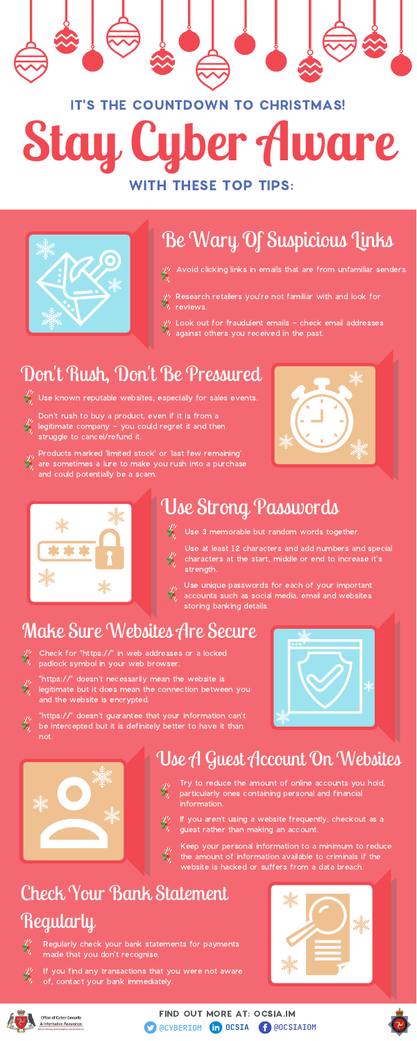IT'S THE COUNTDOWN TO CHRISTMAS!

# Stay Cyber Aware

WITH THESE TOP TIPS:

## Be Wary Of Suspicious Links

- Avoid clicking links in emails that are from unfamiliar senders.
- Research retailers you're not familiar with and look for reviews.
- Look out for fraudulent emails - check email addresses against others you received in the past.

## Don't Rush, Don't Be Pressured

- Use known reputable websites, especially for sales events.
- Don't rush to buy a product, even if it is from a legitimate company - you could regret it and then struggle to cancel/refund it.
- Products marked 'limited stock' or 'last few remaining' are sometimes a lure to make you rush into a purchase and could potentially be a scam.

## Use Strong Passwords

- Use 3 memorable but random words together.
- Use at least 12 characters and add numbers and special characters at the start, middle or end to increase it's strength.
- Use unique passwords for each of your important accounts such as social media, email and websites storing banking details.

## Make Sure Websites Are Secure

- Check for "https://" in web addresses or a locked padlock symbol in your web browser.
- "https://" doesn't necessarily mean the website is legitimate but it does mean the connection between you and the website is encrypted.
- "https://" doesn't guarantee that your information can't be intercepted but it is definitely better to have it than not.

## Use A Guest Account On Websites

- Try to reduce the amount of online accounts you hold, particularly ones containing personal and financial information.
- If you aren't using a website frequently, checkout as a guest rather than making an account.
- Keep your personal information to a minimum to reduce the amount of information available to criminals if the website is hacked or suffers from a data breach.

## Check Your Bank Statement Regularly

- Regularly check your bank statements for payments made that you don't recognise.
- If you find any transactions that you were not aware of, contact your bank immediately.

Office of Cyber-Security & Information Assurance

FIND OUT MORE AT: OCSIA.IM

@CYBERIOM OCSIA @OCSIAIOM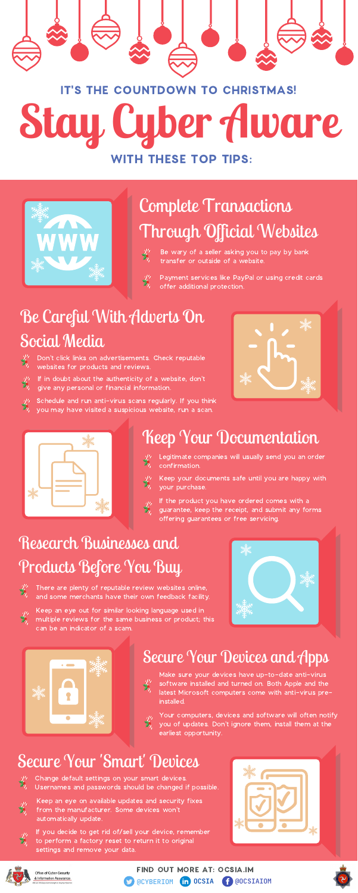IT'S THE COUNTDOWN TO CHRISTMAS!

# Stay Cyber Aware

WITH THESE TOP TIPS:

## Complete Transactions Through Official Websites

- Be wary of a seller asking you to pay by bank transfer or outside of a website.
- Payment services like PayPal or using credit cards offer additional protection.

## Be Careful With Adverts On Social Media

- Don't click links on advertisements. Check reputable websites for products and reviews.
- If in doubt about the authenticity of a website, don't give any personal or financial information.
- Schedule and run anti-virus scans regularly. If you think you may have visited a suspicious website, run a scan.

## Keep Your Documentation

- Legitimate companies will usually send you an order confirmation.
- Keep your documents safe until you are happy with your purchase.
- If the product you have ordered comes with a guarantee, keep the receipt, and submit any forms offering guarantees or free servicing.

## Research Businesses and Products Before You Buy

- There are plenty of reputable review websites online, and some merchants have their own feedback facility.
- Keep an eye out for similar looking language used in multiple reviews for the same business or product; this can be an indicator of a scam.

## Secure Your Devices and Apps

- Make sure your devices have up-to-date anti-virus software installed and turned on. Both Apple and the latest Microsoft computers come with anti-virus pre-installed.
- Your computers, devices and software will often notify you of updates. Don't ignore them, install them at the earliest opportunity.

## Secure Your 'Smart' Devices

- Change default settings on your smart devices. Usernames and passwords should be changed if possible.
- Keep an eye on available updates and security fixes from the manufacturer. Some devices won't automatically update.
- If you decide to get rid of/sell your device, remember to perform a factory reset to return it to original settings and remove your data.

Office of Cyber-Security & Information Assurance

FIND OUT MORE AT: OCSIA.IM

@CYBERIOM OCSIA @OCSIAIOM